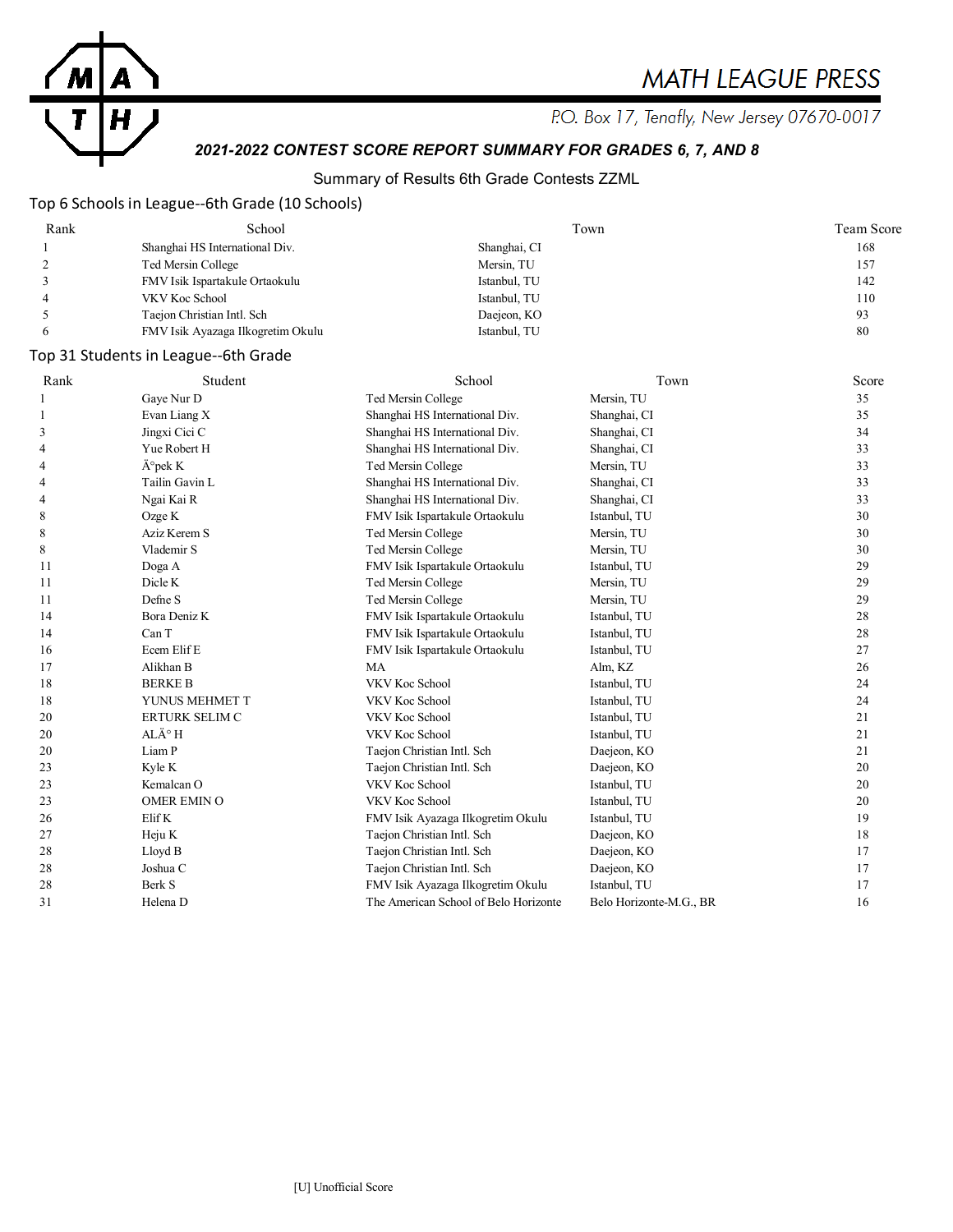# MATH LEAGUE PRESS

P.O. Box 17, Tenafly, New Jersey 07670-0017

## *2021-2022 CONTEST SCORE REPORT SUMMARY FOR GRADES 6, 7, AND 8*

Summary of Results 6th Grade Contests ZZML

### Top 6 Schools in League--6th Grade (10 Schools)

| Rank | School | Town | Team Score |
|---|---|---|---|
| 1 | Shanghai HS International Div. | Shanghai, CI | 168 |
| 2 | Ted Mersin College | Mersin, TU | 157 |
| 3 | FMV Isik Ispartakule Ortaokulu | Istanbul, TU | 142 |
| 4 | VKV Koc School | Istanbul, TU | 110 |
| 5 | Taejon Christian Intl. Sch | Daejeon, KO | 93 |
| 6 | FMV Isik Ayazaga Ilkogretim Okulu | Istanbul, TU | 80 |

### Top 31 Students in League--6th Grade

| Rank | Student | School | Town | Score |
|---|---|---|---|---|
| 1 | Gaye Nur D | Ted Mersin College | Mersin, TU | 35 |
| 1 | Evan Liang X | Shanghai HS International Div. | Shanghai, CI | 35 |
| 3 | Jingxi Cici C | Shanghai HS International Div. | Shanghai, CI | 34 |
| 4 | Yue Robert H | Shanghai HS International Div. | Shanghai, CI | 33 |
| 4 | Ä°pek K | Ted Mersin College | Mersin, TU | 33 |
| 4 | Tailin Gavin L | Shanghai HS International Div. | Shanghai, CI | 33 |
| 4 | Ngai Kai R | Shanghai HS International Div. | Shanghai, CI | 33 |
| 8 | Ozge K | FMV Isik Ispartakule Ortaokulu | Istanbul, TU | 30 |
| 8 | Aziz Kerem S | Ted Mersin College | Mersin, TU | 30 |
| 8 | Vlademir S | Ted Mersin College | Mersin, TU | 30 |
| 11 | Doga A | FMV Isik Ispartakule Ortaokulu | Istanbul, TU | 29 |
| 11 | Dicle K | Ted Mersin College | Mersin, TU | 29 |
| 11 | Defne S | Ted Mersin College | Mersin, TU | 29 |
| 14 | Bora Deniz K | FMV Isik Ispartakule Ortaokulu | Istanbul, TU | 28 |
| 14 | Can T | FMV Isik Ispartakule Ortaokulu | Istanbul, TU | 28 |
| 16 | Ecem Elif E | FMV Isik Ispartakule Ortaokulu | Istanbul, TU | 27 |
| 17 | Alikhan B | MA | Alm, KZ | 26 |
| 18 | BERKE B | VKV Koc School | Istanbul, TU | 24 |
| 18 | YUNUS MEHMET T | VKV Koc School | Istanbul, TU | 24 |
| 20 | ERTURK SELIM C | VKV Koc School | Istanbul, TU | 21 |
| 20 | ALÄ° H | VKV Koc School | Istanbul, TU | 21 |
| 20 | Liam P | Taejon Christian Intl. Sch | Daejeon, KO | 21 |
| 23 | Kyle K | Taejon Christian Intl. Sch | Daejeon, KO | 20 |
| 23 | Kemalcan O | VKV Koc School | Istanbul, TU | 20 |
| 23 | OMER EMIN O | VKV Koc School | Istanbul, TU | 20 |
| 26 | Elif K | FMV Isik Ayazaga Ilkogretim Okulu | Istanbul, TU | 19 |
| 27 | Heju K | Taejon Christian Intl. Sch | Daejeon, KO | 18 |
| 28 | Lloyd B | Taejon Christian Intl. Sch | Daejeon, KO | 17 |
| 28 | Joshua C | Taejon Christian Intl. Sch | Daejeon, KO | 17 |
| 28 | Berk S | FMV Isik Ayazaga Ilkogretim Okulu | Istanbul, TU | 17 |
| 31 | Helena D | The American School of Belo Horizonte | Belo Horizonte-M.G., BR | 16 |

[U] Unofficial Score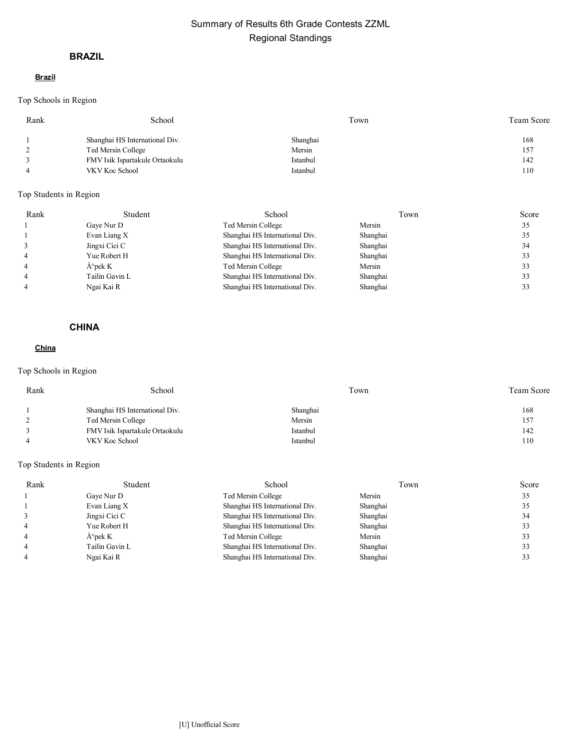# Summary of Results 6th Grade Contests ZZML
## Regional Standings

### BRAZIL

#### Brazil

Top Schools in Region

| Rank | School | Town | Team Score |
| --- | --- | --- | --- |
| 1 | Shanghai HS International Div. | Shanghai | 168 |
| 2 | Ted Mersin College | Mersin | 157 |
| 3 | FMV Isik Ispartakule Ortaokulu | Istanbul | 142 |
| 4 | VKV Koc School | Istanbul | 110 |

Top Students in Region

| Rank | Student | School | Town | Score |
| --- | --- | --- | --- | --- |
| 1 | Gaye Nur D | Ted Mersin College | Mersin | 35 |
| 1 | Evan Liang X | Shanghai HS International Div. | Shanghai | 35 |
| 3 | Jingxi Cici C | Shanghai HS International Div. | Shanghai | 34 |
| 4 | Yue Robert H | Shanghai HS International Div. | Shanghai | 33 |
| 4 | Ä°pek K | Ted Mersin College | Mersin | 33 |
| 4 | Tailin Gavin L | Shanghai HS International Div. | Shanghai | 33 |
| 4 | Ngai Kai R | Shanghai HS International Div. | Shanghai | 33 |

### CHINA

#### China

Top Schools in Region

| Rank | School | Town | Team Score |
| --- | --- | --- | --- |
| 1 | Shanghai HS International Div. | Shanghai | 168 |
| 2 | Ted Mersin College | Mersin | 157 |
| 3 | FMV Isik Ispartakule Ortaokulu | Istanbul | 142 |
| 4 | VKV Koc School | Istanbul | 110 |

Top Students in Region

| Rank | Student | School | Town | Score |
| --- | --- | --- | --- | --- |
| 1 | Gaye Nur D | Ted Mersin College | Mersin | 35 |
| 1 | Evan Liang X | Shanghai HS International Div. | Shanghai | 35 |
| 3 | Jingxi Cici C | Shanghai HS International Div. | Shanghai | 34 |
| 4 | Yue Robert H | Shanghai HS International Div. | Shanghai | 33 |
| 4 | Ä°pek K | Ted Mersin College | Mersin | 33 |
| 4 | Tailin Gavin L | Shanghai HS International Div. | Shanghai | 33 |
| 4 | Ngai Kai R | Shanghai HS International Div. | Shanghai | 33 |

[U] Unofficial Score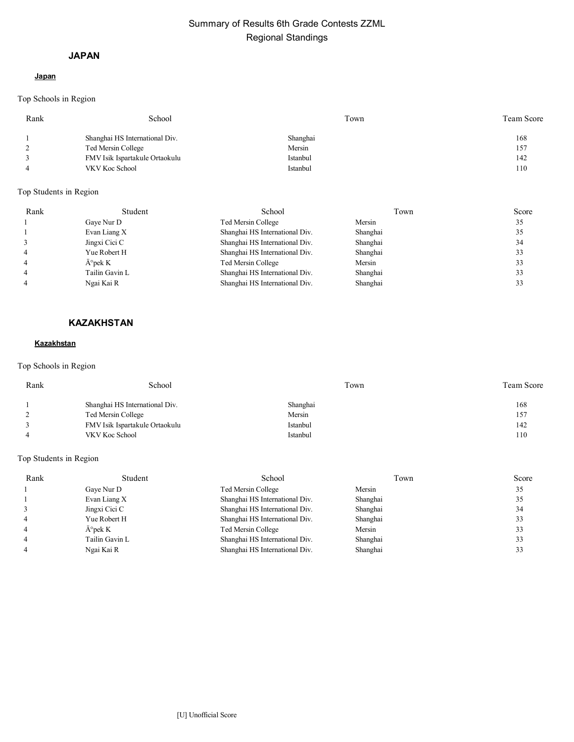# Summary of Results 6th Grade Contests ZZML
## Regional Standings

## JAPAN

### Japan

Top Schools in Region

| Rank | School | Town | Team Score |
|---|---|---|---|
| 1 | Shanghai HS International Div. | Shanghai | 168 |
| 2 | Ted Mersin College | Mersin | 157 |
| 3 | FMV Isik Ispartakule Ortaokulu | Istanbul | 142 |
| 4 | VKV Koc School | Istanbul | 110 |

Top Students in Region

| Rank | Student | School | Town | Score |
|---|---|---|---|---|
| 1 | Gaye Nur D | Ted Mersin College | Mersin | 35 |
| 1 | Evan Liang X | Shanghai HS International Div. | Shanghai | 35 |
| 3 | Jingxi Cici C | Shanghai HS International Div. | Shanghai | 34 |
| 4 | Yue Robert H | Shanghai HS International Div. | Shanghai | 33 |
| 4 | Ä°pek K | Ted Mersin College | Mersin | 33 |
| 4 | Tailin Gavin L | Shanghai HS International Div. | Shanghai | 33 |
| 4 | Ngai Kai R | Shanghai HS International Div. | Shanghai | 33 |

## KAZAKHSTAN

### Kazakhstan

Top Schools in Region

| Rank | School | Town | Team Score |
|---|---|---|---|
| 1 | Shanghai HS International Div. | Shanghai | 168 |
| 2 | Ted Mersin College | Mersin | 157 |
| 3 | FMV Isik Ispartakule Ortaokulu | Istanbul | 142 |
| 4 | VKV Koc School | Istanbul | 110 |

Top Students in Region

| Rank | Student | School | Town | Score |
|---|---|---|---|---|
| 1 | Gaye Nur D | Ted Mersin College | Mersin | 35 |
| 1 | Evan Liang X | Shanghai HS International Div. | Shanghai | 35 |
| 3 | Jingxi Cici C | Shanghai HS International Div. | Shanghai | 34 |
| 4 | Yue Robert H | Shanghai HS International Div. | Shanghai | 33 |
| 4 | Ä°pek K | Ted Mersin College | Mersin | 33 |
| 4 | Tailin Gavin L | Shanghai HS International Div. | Shanghai | 33 |
| 4 | Ngai Kai R | Shanghai HS International Div. | Shanghai | 33 |

[U] Unofficial Score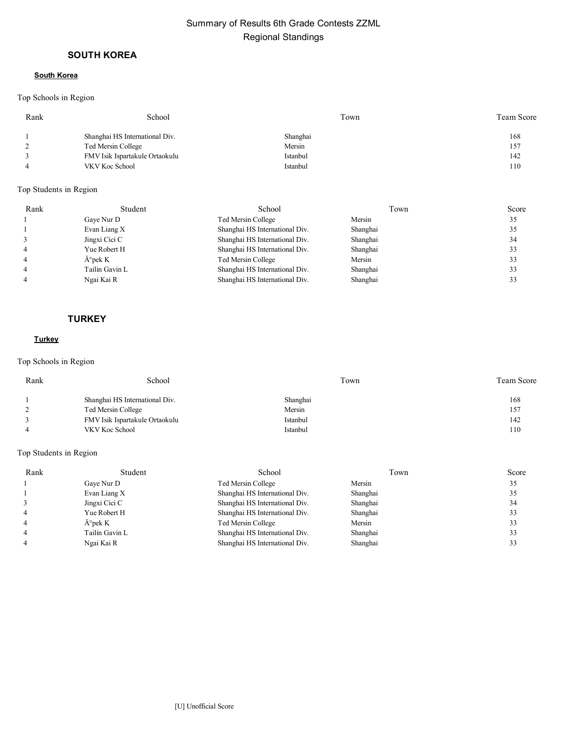# Summary of Results 6th Grade Contests ZZML

## Regional Standings

### SOUTH KOREA

**South Korea**

Top Schools in Region

| Rank | School | Town | Team Score |
|---|---|---|---|
| 1 | Shanghai HS International Div. | Shanghai | 168 |
| 2 | Ted Mersin College | Mersin | 157 |
| 3 | FMV Isik Ispartakule Ortaokulu | Istanbul | 142 |
| 4 | VKV Koc School | Istanbul | 110 |

Top Students in Region

| Rank | Student | School | Town | Score |
|---|---|---|---|---|
| 1 | Gaye Nur D | Ted Mersin College | Mersin | 35 |
| 1 | Evan Liang X | Shanghai HS International Div. | Shanghai | 35 |
| 3 | Jingxi Cici C | Shanghai HS International Div. | Shanghai | 34 |
| 4 | Yue Robert H | Shanghai HS International Div. | Shanghai | 33 |
| 4 | Ä°pek K | Ted Mersin College | Mersin | 33 |
| 4 | Tailin Gavin L | Shanghai HS International Div. | Shanghai | 33 |
| 4 | Ngai Kai R | Shanghai HS International Div. | Shanghai | 33 |

### TURKEY

**Turkey**

Top Schools in Region

| Rank | School | Town | Team Score |
|---|---|---|---|
| 1 | Shanghai HS International Div. | Shanghai | 168 |
| 2 | Ted Mersin College | Mersin | 157 |
| 3 | FMV Isik Ispartakule Ortaokulu | Istanbul | 142 |
| 4 | VKV Koc School | Istanbul | 110 |

Top Students in Region

| Rank | Student | School | Town | Score |
|---|---|---|---|---|
| 1 | Gaye Nur D | Ted Mersin College | Mersin | 35 |
| 1 | Evan Liang X | Shanghai HS International Div. | Shanghai | 35 |
| 3 | Jingxi Cici C | Shanghai HS International Div. | Shanghai | 34 |
| 4 | Yue Robert H | Shanghai HS International Div. | Shanghai | 33 |
| 4 | Ä°pek K | Ted Mersin College | Mersin | 33 |
| 4 | Tailin Gavin L | Shanghai HS International Div. | Shanghai | 33 |
| 4 | Ngai Kai R | Shanghai HS International Div. | Shanghai | 33 |

[U] Unofficial Score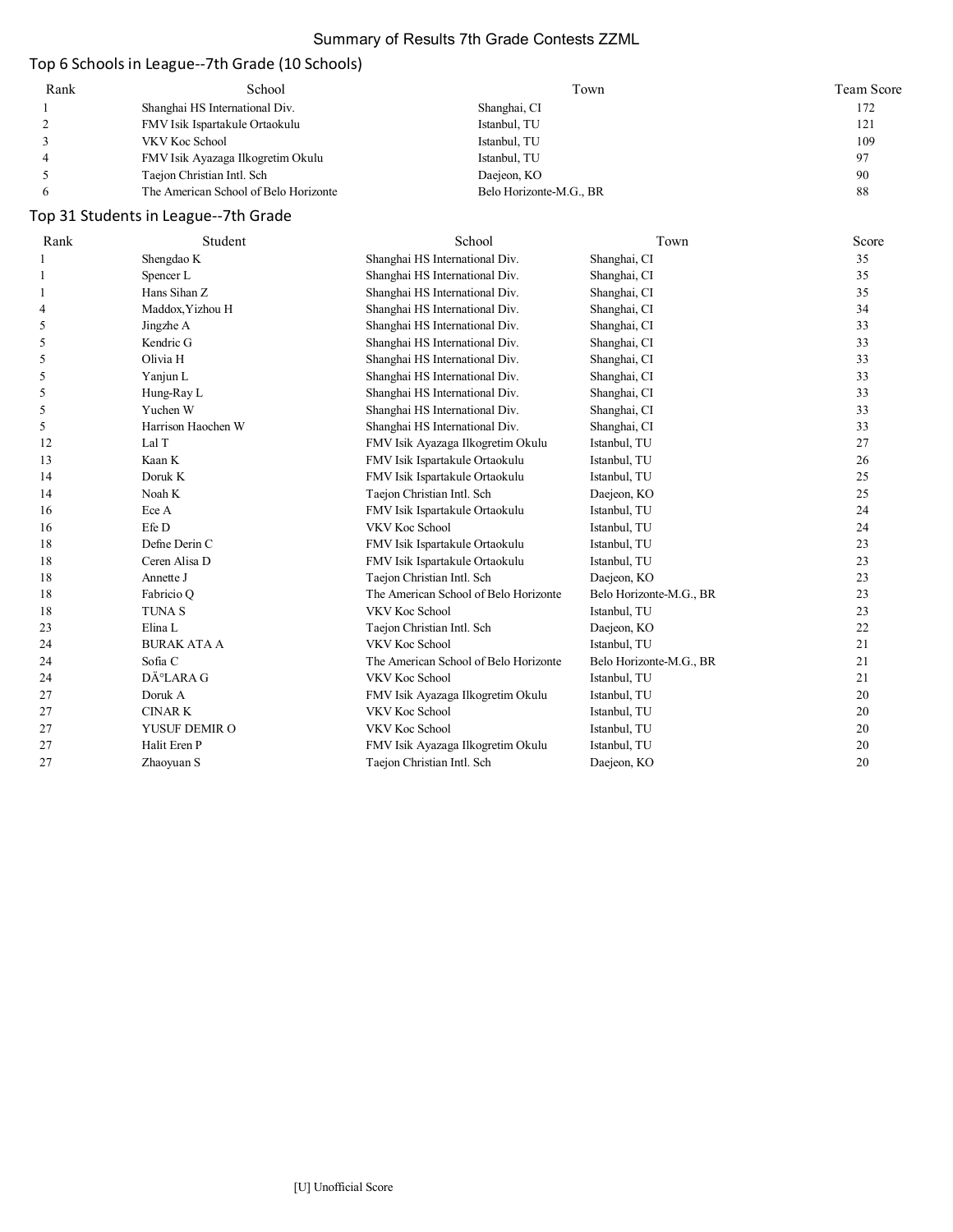# Summary of Results 7th Grade Contests ZZML

## Top 6 Schools in League--7th Grade (10 Schools)

| Rank | School | Town | Team Score |
|---|---|---|---|
| 1 | Shanghai HS International Div. | Shanghai, CI | 172 |
| 2 | FMV Isik Ispartakule Ortaokulu | Istanbul, TU | 121 |
| 3 | VKV Koc School | Istanbul, TU | 109 |
| 4 | FMV Isik Ayazaga Ilkogretim Okulu | Istanbul, TU | 97 |
| 5 | Taejon Christian Intl. Sch | Daejeon, KO | 90 |
| 6 | The American School of Belo Horizonte | Belo Horizonte-M.G., BR | 88 |

## Top 31 Students in League--7th Grade

| Rank | Student | School | Town | Score |
|---|---|---|---|---|
| 1 | Shengdao K | Shanghai HS International Div. | Shanghai, CI | 35 |
| 1 | Spencer L | Shanghai HS International Div. | Shanghai, CI | 35 |
| 1 | Hans Sihan Z | Shanghai HS International Div. | Shanghai, CI | 35 |
| 4 | Maddox,Yizhou H | Shanghai HS International Div. | Shanghai, CI | 34 |
| 5 | Jingzhe A | Shanghai HS International Div. | Shanghai, CI | 33 |
| 5 | Kendric G | Shanghai HS International Div. | Shanghai, CI | 33 |
| 5 | Olivia H | Shanghai HS International Div. | Shanghai, CI | 33 |
| 5 | Yanjun L | Shanghai HS International Div. | Shanghai, CI | 33 |
| 5 | Hung-Ray L | Shanghai HS International Div. | Shanghai, CI | 33 |
| 5 | Yuchen W | Shanghai HS International Div. | Shanghai, CI | 33 |
| 5 | Harrison Haochen W | Shanghai HS International Div. | Shanghai, CI | 33 |
| 12 | Lal T | FMV Isik Ayazaga Ilkogretim Okulu | Istanbul, TU | 27 |
| 13 | Kaan K | FMV Isik Ispartakule Ortaokulu | Istanbul, TU | 26 |
| 14 | Doruk K | FMV Isik Ispartakule Ortaokulu | Istanbul, TU | 25 |
| 14 | Noah K | Taejon Christian Intl. Sch | Daejeon, KO | 25 |
| 16 | Ece A | FMV Isik Ispartakule Ortaokulu | Istanbul, TU | 24 |
| 16 | Efe D | VKV Koc School | Istanbul, TU | 24 |
| 18 | Defne Derin C | FMV Isik Ispartakule Ortaokulu | Istanbul, TU | 23 |
| 18 | Ceren Alisa D | FMV Isik Ispartakule Ortaokulu | Istanbul, TU | 23 |
| 18 | Annette J | Taejon Christian Intl. Sch | Daejeon, KO | 23 |
| 18 | Fabricio Q | The American School of Belo Horizonte | Belo Horizonte-M.G., BR | 23 |
| 18 | TUNA S | VKV Koc School | Istanbul, TU | 23 |
| 23 | Elina L | Taejon Christian Intl. Sch | Daejeon, KO | 22 |
| 24 | BURAK ATA A | VKV Koc School | Istanbul, TU | 21 |
| 24 | Sofia C | The American School of Belo Horizonte | Belo Horizonte-M.G., BR | 21 |
| 24 | DÄ°LARA G | VKV Koc School | Istanbul, TU | 21 |
| 27 | Doruk A | FMV Isik Ayazaga Ilkogretim Okulu | Istanbul, TU | 20 |
| 27 | CINAR K | VKV Koc School | Istanbul, TU | 20 |
| 27 | YUSUF DEMIR O | VKV Koc School | Istanbul, TU | 20 |
| 27 | Halit Eren P | FMV Isik Ayazaga Ilkogretim Okulu | Istanbul, TU | 20 |
| 27 | Zhaoyuan S | Taejon Christian Intl. Sch | Daejeon, KO | 20 |

[U] Unofficial Score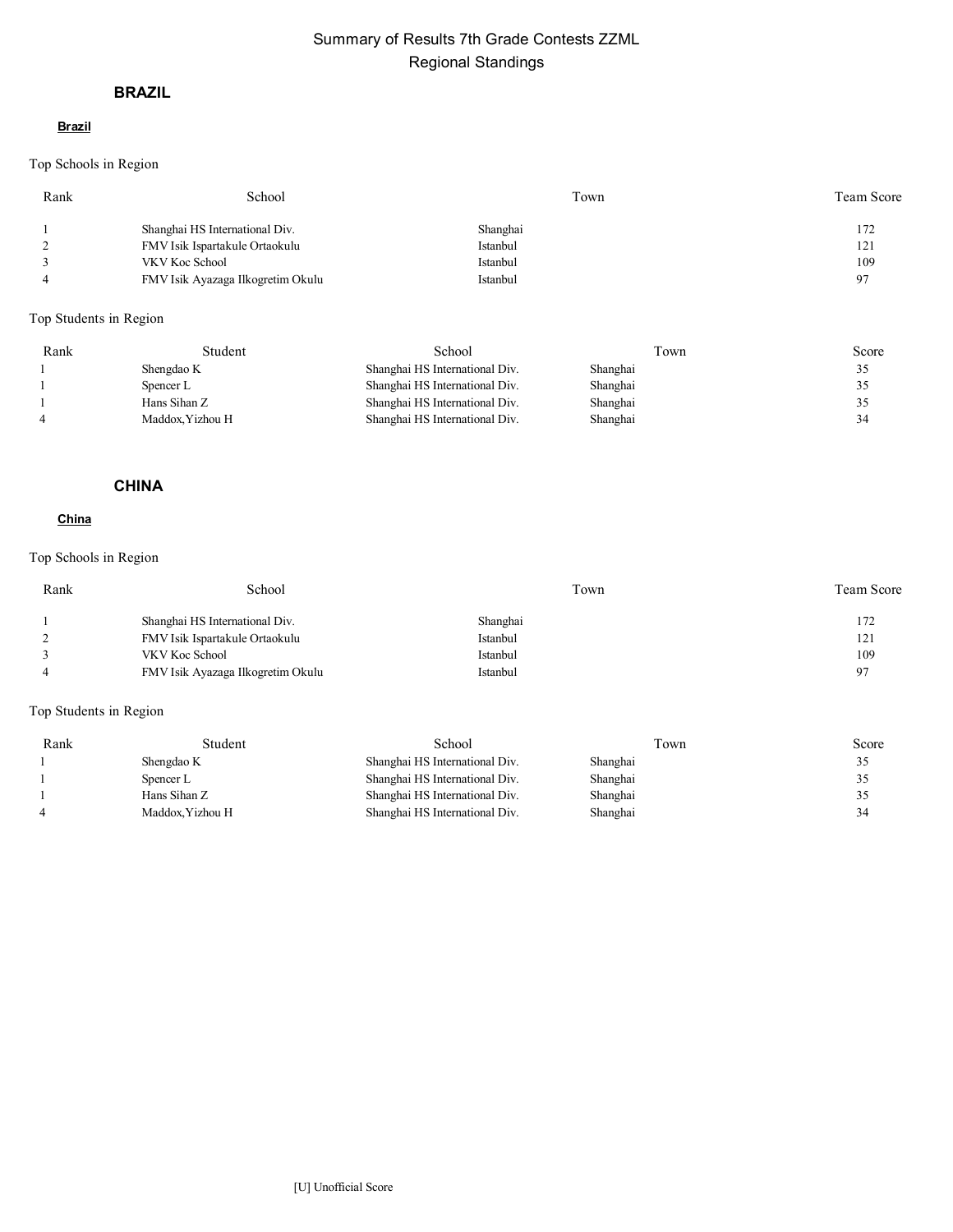# Summary of Results 7th Grade Contests ZZML
## Regional Standings

### BRAZIL

**Brazil**

Top Schools in Region

| Rank | School | Town | Team Score |
|---|---|---|---|
| 1 | Shanghai HS International Div. | Shanghai | 172 |
| 2 | FMV Isik Ispartakule Ortaokulu | Istanbul | 121 |
| 3 | VKV Koc School | Istanbul | 109 |
| 4 | FMV Isik Ayazaga Ilkogretim Okulu | Istanbul | 97 |

Top Students in Region

| Rank | Student | School | Town | Score |
|---|---|---|---|---|
| 1 | Shengdao K | Shanghai HS International Div. | Shanghai | 35 |
| 1 | Spencer L | Shanghai HS International Div. | Shanghai | 35 |
| 1 | Hans Sihan Z | Shanghai HS International Div. | Shanghai | 35 |
| 4 | Maddox,Yizhou H | Shanghai HS International Div. | Shanghai | 34 |

### CHINA

**China**

Top Schools in Region

| Rank | School | Town | Team Score |
|---|---|---|---|
| 1 | Shanghai HS International Div. | Shanghai | 172 |
| 2 | FMV Isik Ispartakule Ortaokulu | Istanbul | 121 |
| 3 | VKV Koc School | Istanbul | 109 |
| 4 | FMV Isik Ayazaga Ilkogretim Okulu | Istanbul | 97 |

Top Students in Region

| Rank | Student | School | Town | Score |
|---|---|---|---|---|
| 1 | Shengdao K | Shanghai HS International Div. | Shanghai | 35 |
| 1 | Spencer L | Shanghai HS International Div. | Shanghai | 35 |
| 1 | Hans Sihan Z | Shanghai HS International Div. | Shanghai | 35 |
| 4 | Maddox,Yizhou H | Shanghai HS International Div. | Shanghai | 34 |

[U] Unofficial Score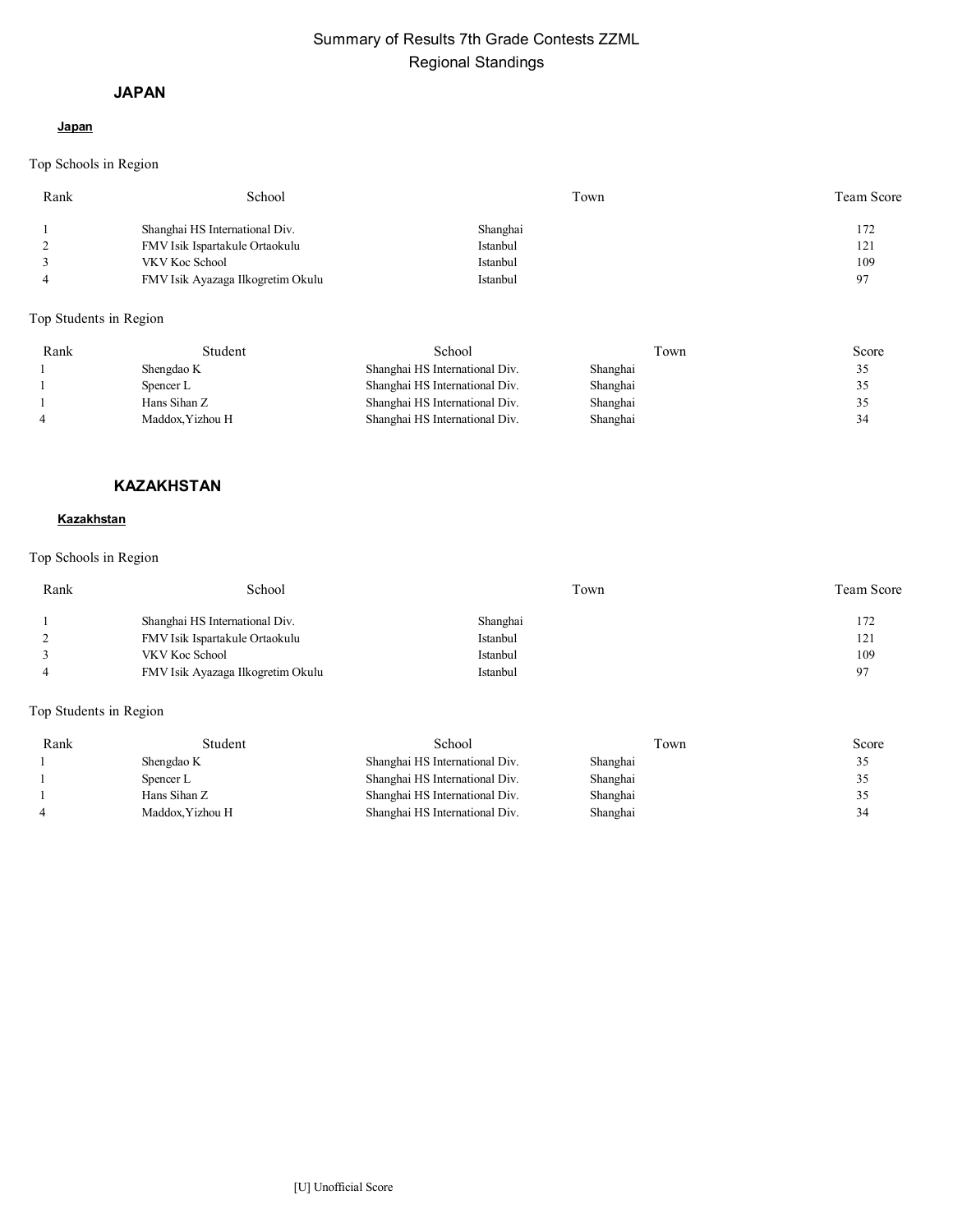# Summary of Results 7th Grade Contests ZZML
## Regional Standings

### JAPAN

**Japan**

Top Schools in Region

| Rank | School | Town | Team Score |
|---|---|---|---|
| 1 | Shanghai HS International Div. | Shanghai | 172 |
| 2 | FMV Isik Ispartakule Ortaokulu | Istanbul | 121 |
| 3 | VKV Koc School | Istanbul | 109 |
| 4 | FMV Isik Ayazaga Ilkogretim Okulu | Istanbul | 97 |

Top Students in Region

| Rank | Student | School | Town | Score |
|---|---|---|---|---|
| 1 | Shengdao K | Shanghai HS International Div. | Shanghai | 35 |
| 1 | Spencer L | Shanghai HS International Div. | Shanghai | 35 |
| 1 | Hans Sihan Z | Shanghai HS International Div. | Shanghai | 35 |
| 4 | Maddox,Yizhou H | Shanghai HS International Div. | Shanghai | 34 |

### KAZAKHSTAN

**Kazakhstan**

Top Schools in Region

| Rank | School | Town | Team Score |
|---|---|---|---|
| 1 | Shanghai HS International Div. | Shanghai | 172 |
| 2 | FMV Isik Ispartakule Ortaokulu | Istanbul | 121 |
| 3 | VKV Koc School | Istanbul | 109 |
| 4 | FMV Isik Ayazaga Ilkogretim Okulu | Istanbul | 97 |

Top Students in Region

| Rank | Student | School | Town | Score |
|---|---|---|---|---|
| 1 | Shengdao K | Shanghai HS International Div. | Shanghai | 35 |
| 1 | Spencer L | Shanghai HS International Div. | Shanghai | 35 |
| 1 | Hans Sihan Z | Shanghai HS International Div. | Shanghai | 35 |
| 4 | Maddox,Yizhou H | Shanghai HS International Div. | Shanghai | 34 |

[U] Unofficial Score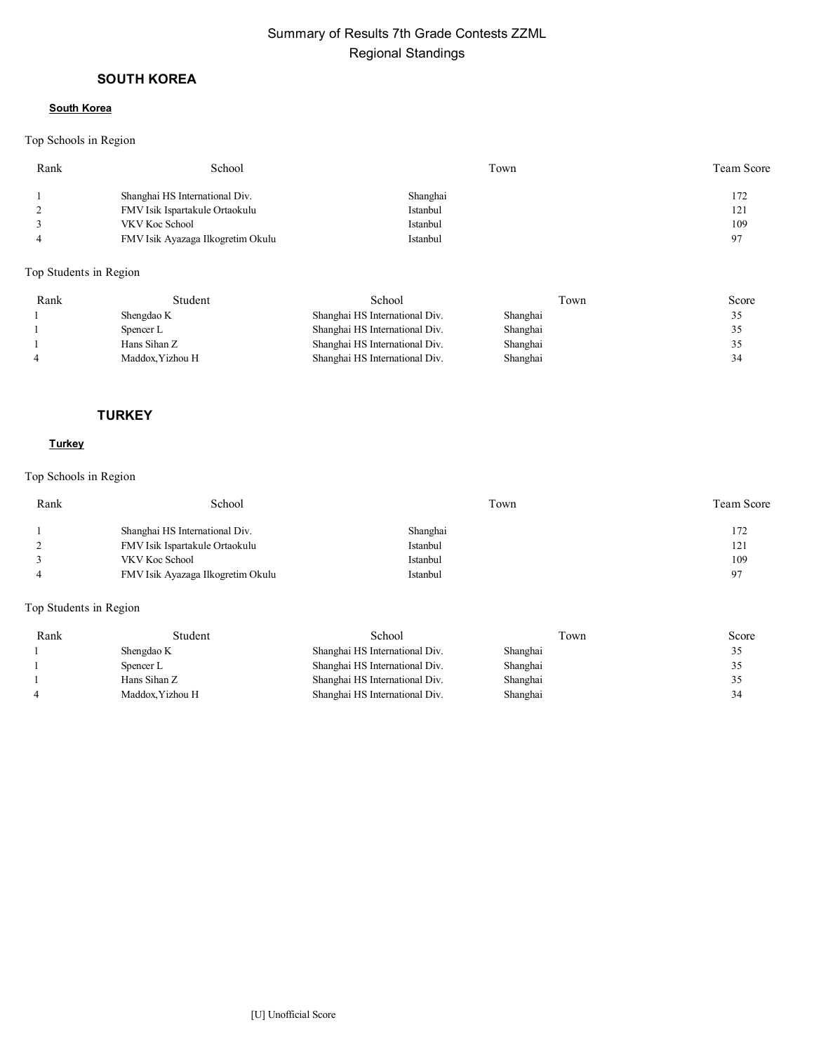# Summary of Results 7th Grade Contests ZZML

## Regional Standings

### SOUTH KOREA

**South Korea**

Top Schools in Region

| Rank | School | Town | Team Score |
|---|---|---|---|
| 1 | Shanghai HS International Div. | Shanghai | 172 |
| 2 | FMV Isik Ispartakule Ortaokulu | Istanbul | 121 |
| 3 | VKV Koc School | Istanbul | 109 |
| 4 | FMV Isik Ayazaga Ilkogretim Okulu | Istanbul | 97 |

Top Students in Region

| Rank | Student | School | Town | Score |
|---|---|---|---|---|
| 1 | Shengdao K | Shanghai HS International Div. | Shanghai | 35 |
| 1 | Spencer L | Shanghai HS International Div. | Shanghai | 35 |
| 1 | Hans Sihan Z | Shanghai HS International Div. | Shanghai | 35 |
| 4 | Maddox,Yizhou H | Shanghai HS International Div. | Shanghai | 34 |

### TURKEY

**Turkey**

Top Schools in Region

| Rank | School | Town | Team Score |
|---|---|---|---|
| 1 | Shanghai HS International Div. | Shanghai | 172 |
| 2 | FMV Isik Ispartakule Ortaokulu | Istanbul | 121 |
| 3 | VKV Koc School | Istanbul | 109 |
| 4 | FMV Isik Ayazaga Ilkogretim Okulu | Istanbul | 97 |

Top Students in Region

| Rank | Student | School | Town | Score |
|---|---|---|---|---|
| 1 | Shengdao K | Shanghai HS International Div. | Shanghai | 35 |
| 1 | Spencer L | Shanghai HS International Div. | Shanghai | 35 |
| 1 | Hans Sihan Z | Shanghai HS International Div. | Shanghai | 35 |
| 4 | Maddox,Yizhou H | Shanghai HS International Div. | Shanghai | 34 |

[U] Unofficial Score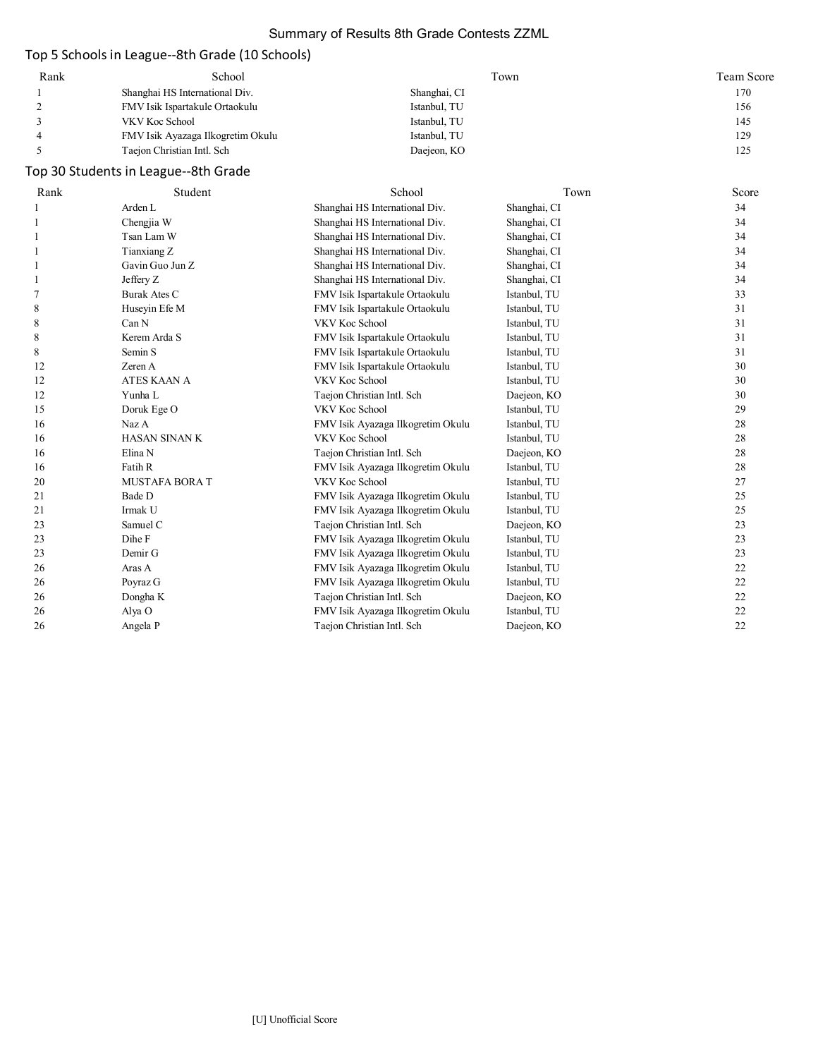# Summary of Results 8th Grade Contests ZZML

## Top 5 Schools in League--8th Grade (10 Schools)

| Rank | School | Town | Team Score |
|---|---|---|---|
| 1 | Shanghai HS International Div. | Shanghai, CI | 170 |
| 2 | FMV Isik Ispartakule Ortaokulu | Istanbul, TU | 156 |
| 3 | VKV Koc School | Istanbul, TU | 145 |
| 4 | FMV Isik Ayazaga Ilkogretim Okulu | Istanbul, TU | 129 |
| 5 | Taejon Christian Intl. Sch | Daejeon, KO | 125 |

## Top 30 Students in League--8th Grade

| Rank | Student | School | Town | Score |
|---|---|---|---|---|
| 1 | Arden L | Shanghai HS International Div. | Shanghai, CI | 34 |
| 1 | Chengjia W | Shanghai HS International Div. | Shanghai, CI | 34 |
| 1 | Tsan Lam W | Shanghai HS International Div. | Shanghai, CI | 34 |
| 1 | Tianxiang Z | Shanghai HS International Div. | Shanghai, CI | 34 |
| 1 | Gavin Guo Jun Z | Shanghai HS International Div. | Shanghai, CI | 34 |
| 1 | Jeffery Z | Shanghai HS International Div. | Shanghai, CI | 34 |
| 7 | Burak Ates C | FMV Isik Ispartakule Ortaokulu | Istanbul, TU | 33 |
| 8 | Huseyin Efe M | FMV Isik Ispartakule Ortaokulu | Istanbul, TU | 31 |
| 8 | Can N | VKV Koc School | Istanbul, TU | 31 |
| 8 | Kerem Arda S | FMV Isik Ispartakule Ortaokulu | Istanbul, TU | 31 |
| 8 | Semin S | FMV Isik Ispartakule Ortaokulu | Istanbul, TU | 31 |
| 12 | Zeren A | FMV Isik Ispartakule Ortaokulu | Istanbul, TU | 30 |
| 12 | ATES KAAN A | VKV Koc School | Istanbul, TU | 30 |
| 12 | Yunha L | Taejon Christian Intl. Sch | Daejeon, KO | 30 |
| 15 | Doruk Ege O | VKV Koc School | Istanbul, TU | 29 |
| 16 | Naz A | FMV Isik Ayazaga Ilkogretim Okulu | Istanbul, TU | 28 |
| 16 | HASAN SINAN K | VKV Koc School | Istanbul, TU | 28 |
| 16 | Elina N | Taejon Christian Intl. Sch | Daejeon, KO | 28 |
| 16 | Fatih R | FMV Isik Ayazaga Ilkogretim Okulu | Istanbul, TU | 28 |
| 20 | MUSTAFA BORA T | VKV Koc School | Istanbul, TU | 27 |
| 21 | Bade D | FMV Isik Ayazaga Ilkogretim Okulu | Istanbul, TU | 25 |
| 21 | Irmak U | FMV Isik Ayazaga Ilkogretim Okulu | Istanbul, TU | 25 |
| 23 | Samuel C | Taejon Christian Intl. Sch | Daejeon, KO | 23 |
| 23 | Dihe F | FMV Isik Ayazaga Ilkogretim Okulu | Istanbul, TU | 23 |
| 23 | Demir G | FMV Isik Ayazaga Ilkogretim Okulu | Istanbul, TU | 23 |
| 26 | Aras A | FMV Isik Ayazaga Ilkogretim Okulu | Istanbul, TU | 22 |
| 26 | Poyraz G | FMV Isik Ayazaga Ilkogretim Okulu | Istanbul, TU | 22 |
| 26 | Dongha K | Taejon Christian Intl. Sch | Daejeon, KO | 22 |
| 26 | Alya O | FMV Isik Ayazaga Ilkogretim Okulu | Istanbul, TU | 22 |
| 26 | Angela P | Taejon Christian Intl. Sch | Daejeon, KO | 22 |

[U] Unofficial Score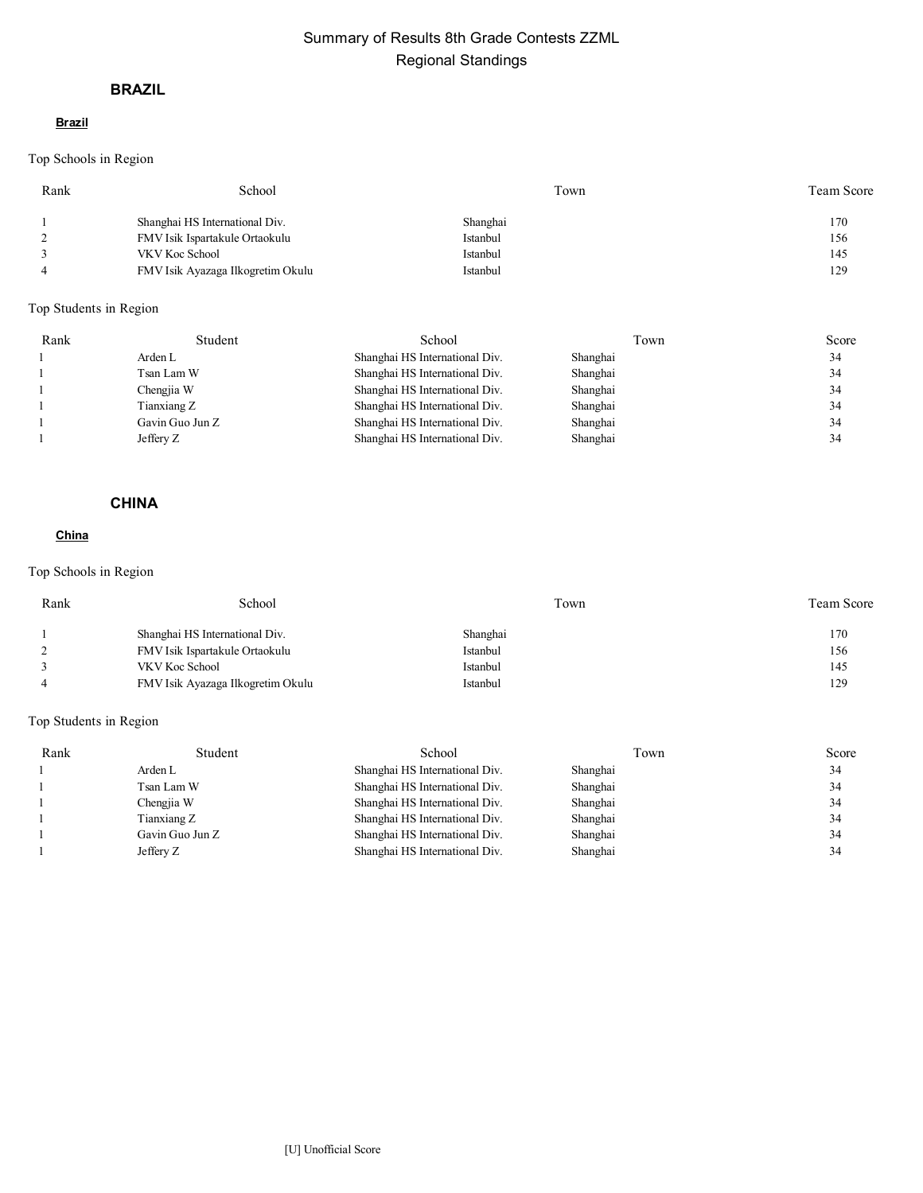# Summary of Results 8th Grade Contests ZZML

## Regional Standings

### BRAZIL

**Brazil**

Top Schools in Region

| Rank | School | Town | Team Score |
|---|---|---|---|
| 1 | Shanghai HS International Div. | Shanghai | 170 |
| 2 | FMV Isik Ispartakule Ortaokulu | Istanbul | 156 |
| 3 | VKV Koc School | Istanbul | 145 |
| 4 | FMV Isik Ayazaga Ilkogretim Okulu | Istanbul | 129 |

Top Students in Region

| Rank | Student | School | Town | Score |
|---|---|---|---|---|
| 1 | Arden L | Shanghai HS International Div. | Shanghai | 34 |
| 1 | Tsan Lam W | Shanghai HS International Div. | Shanghai | 34 |
| 1 | Chengjia W | Shanghai HS International Div. | Shanghai | 34 |
| 1 | Tianxiang Z | Shanghai HS International Div. | Shanghai | 34 |
| 1 | Gavin Guo Jun Z | Shanghai HS International Div. | Shanghai | 34 |
| 1 | Jeffery Z | Shanghai HS International Div. | Shanghai | 34 |

### CHINA

**China**

Top Schools in Region

| Rank | School | Town | Team Score |
|---|---|---|---|
| 1 | Shanghai HS International Div. | Shanghai | 170 |
| 2 | FMV Isik Ispartakule Ortaokulu | Istanbul | 156 |
| 3 | VKV Koc School | Istanbul | 145 |
| 4 | FMV Isik Ayazaga Ilkogretim Okulu | Istanbul | 129 |

Top Students in Region

| Rank | Student | School | Town | Score |
|---|---|---|---|---|
| 1 | Arden L | Shanghai HS International Div. | Shanghai | 34 |
| 1 | Tsan Lam W | Shanghai HS International Div. | Shanghai | 34 |
| 1 | Chengjia W | Shanghai HS International Div. | Shanghai | 34 |
| 1 | Tianxiang Z | Shanghai HS International Div. | Shanghai | 34 |
| 1 | Gavin Guo Jun Z | Shanghai HS International Div. | Shanghai | 34 |
| 1 | Jeffery Z | Shanghai HS International Div. | Shanghai | 34 |

[U] Unofficial Score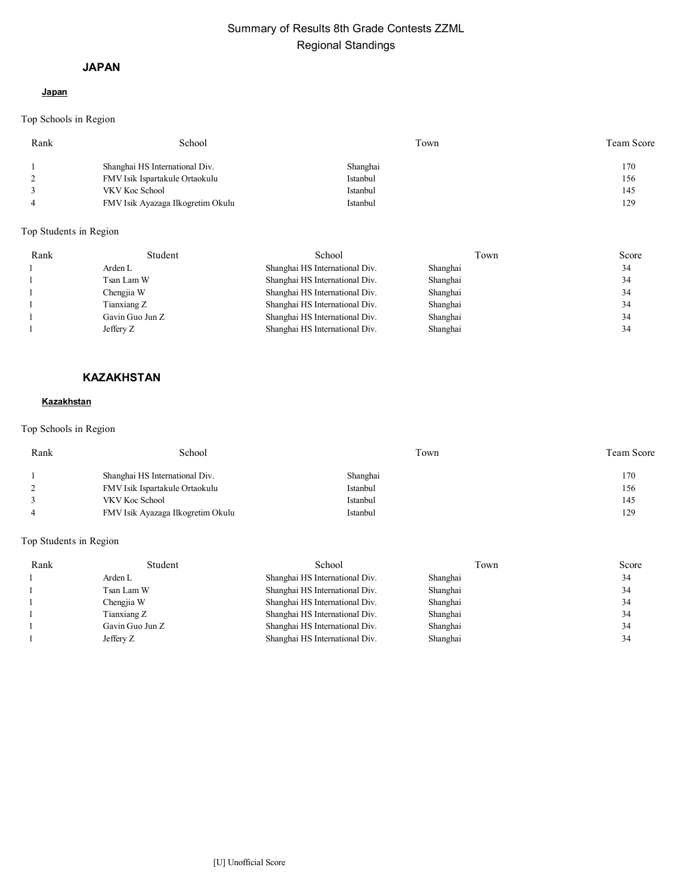# Summary of Results 8th Grade Contests ZZML
## Regional Standings

## JAPAN

### Japan

Top Schools in Region

| Rank | School | Town | Team Score |
|---|---|---|---|
| 1 | Shanghai HS International Div. | Shanghai | 170 |
| 2 | FMV Isik Ispartakule Ortaokulu | Istanbul | 156 |
| 3 | VKV Koc School | Istanbul | 145 |
| 4 | FMV Isik Ayazaga Ilkogretim Okulu | Istanbul | 129 |

Top Students in Region

| Rank | Student | School | Town | Score |
|---|---|---|---|---|
| 1 | Arden L | Shanghai HS International Div. | Shanghai | 34 |
| 1 | Tsan Lam W | Shanghai HS International Div. | Shanghai | 34 |
| 1 | Chengjia W | Shanghai HS International Div. | Shanghai | 34 |
| 1 | Tianxiang Z | Shanghai HS International Div. | Shanghai | 34 |
| 1 | Gavin Guo Jun Z | Shanghai HS International Div. | Shanghai | 34 |
| 1 | Jeffery Z | Shanghai HS International Div. | Shanghai | 34 |

## KAZAKHSTAN

### Kazakhstan

Top Schools in Region

| Rank | School | Town | Team Score |
|---|---|---|---|
| 1 | Shanghai HS International Div. | Shanghai | 170 |
| 2 | FMV Isik Ispartakule Ortaokulu | Istanbul | 156 |
| 3 | VKV Koc School | Istanbul | 145 |
| 4 | FMV Isik Ayazaga Ilkogretim Okulu | Istanbul | 129 |

Top Students in Region

| Rank | Student | School | Town | Score |
|---|---|---|---|---|
| 1 | Arden L | Shanghai HS International Div. | Shanghai | 34 |
| 1 | Tsan Lam W | Shanghai HS International Div. | Shanghai | 34 |
| 1 | Chengjia W | Shanghai HS International Div. | Shanghai | 34 |
| 1 | Tianxiang Z | Shanghai HS International Div. | Shanghai | 34 |
| 1 | Gavin Guo Jun Z | Shanghai HS International Div. | Shanghai | 34 |
| 1 | Jeffery Z | Shanghai HS International Div. | Shanghai | 34 |

[U] Unofficial Score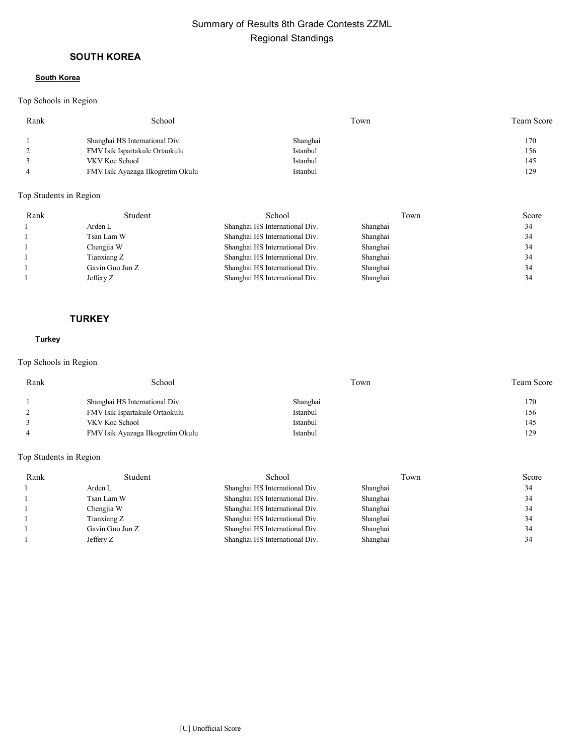# Summary of Results 8th Grade Contests ZZML
## Regional Standings

### SOUTH KOREA

**South Korea**

Top Schools in Region

| Rank | School | Town | Team Score |
|---|---|---|---|
| 1 | Shanghai HS International Div. | Shanghai | 170 |
| 2 | FMV Isik Ispartakule Ortaokulu | Istanbul | 156 |
| 3 | VKV Koc School | Istanbul | 145 |
| 4 | FMV Isik Ayazaga Ilkogretim Okulu | Istanbul | 129 |

Top Students in Region

| Rank | Student | School | Town | Score |
|---|---|---|---|---|
| 1 | Arden L | Shanghai HS International Div. | Shanghai | 34 |
| 1 | Tsan Lam W | Shanghai HS International Div. | Shanghai | 34 |
| 1 | Chengjia W | Shanghai HS International Div. | Shanghai | 34 |
| 1 | Tianxiang Z | Shanghai HS International Div. | Shanghai | 34 |
| 1 | Gavin Guo Jun Z | Shanghai HS International Div. | Shanghai | 34 |
| 1 | Jeffery Z | Shanghai HS International Div. | Shanghai | 34 |

### TURKEY

**Turkey**

Top Schools in Region

| Rank | School | Town | Team Score |
|---|---|---|---|
| 1 | Shanghai HS International Div. | Shanghai | 170 |
| 2 | FMV Isik Ispartakule Ortaokulu | Istanbul | 156 |
| 3 | VKV Koc School | Istanbul | 145 |
| 4 | FMV Isik Ayazaga Ilkogretim Okulu | Istanbul | 129 |

Top Students in Region

| Rank | Student | School | Town | Score |
|---|---|---|---|---|
| 1 | Arden L | Shanghai HS International Div. | Shanghai | 34 |
| 1 | Tsan Lam W | Shanghai HS International Div. | Shanghai | 34 |
| 1 | Chengjia W | Shanghai HS International Div. | Shanghai | 34 |
| 1 | Tianxiang Z | Shanghai HS International Div. | Shanghai | 34 |
| 1 | Gavin Guo Jun Z | Shanghai HS International Div. | Shanghai | 34 |
| 1 | Jeffery Z | Shanghai HS International Div. | Shanghai | 34 |

[U] Unofficial Score